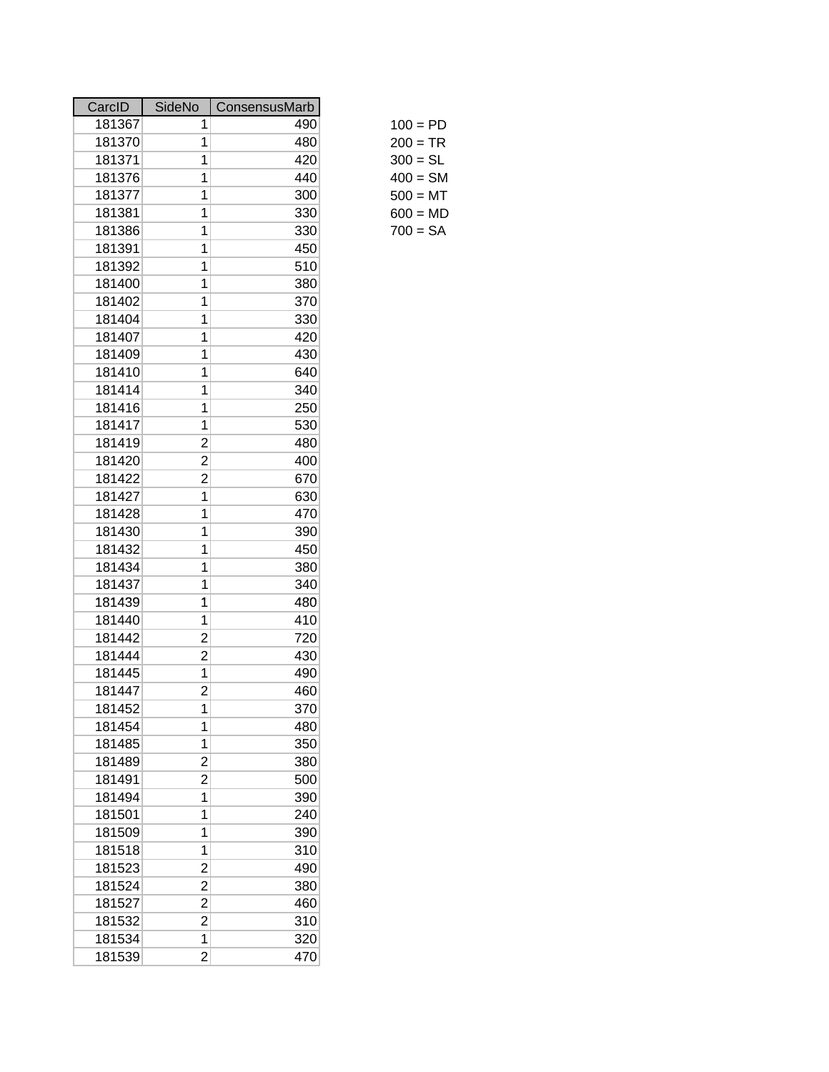| CarcID | SideNo | ConsensusMarb |
|---|---|---|
| 181367 | 1 | 490 |
| 181370 | 1 | 480 |
| 181371 | 1 | 420 |
| 181376 | 1 | 440 |
| 181377 | 1 | 300 |
| 181381 | 1 | 330 |
| 181386 | 1 | 330 |
| 181391 | 1 | 450 |
| 181392 | 1 | 510 |
| 181400 | 1 | 380 |
| 181402 | 1 | 370 |
| 181404 | 1 | 330 |
| 181407 | 1 | 420 |
| 181409 | 1 | 430 |
| 181410 | 1 | 640 |
| 181414 | 1 | 340 |
| 181416 | 1 | 250 |
| 181417 | 1 | 530 |
| 181419 | 2 | 480 |
| 181420 | 2 | 400 |
| 181422 | 2 | 670 |
| 181427 | 1 | 630 |
| 181428 | 1 | 470 |
| 181430 | 1 | 390 |
| 181432 | 1 | 450 |
| 181434 | 1 | 380 |
| 181437 | 1 | 340 |
| 181439 | 1 | 480 |
| 181440 | 1 | 410 |
| 181442 | 2 | 720 |
| 181444 | 2 | 430 |
| 181445 | 1 | 490 |
| 181447 | 2 | 460 |
| 181452 | 1 | 370 |
| 181454 | 1 | 480 |
| 181485 | 1 | 350 |
| 181489 | 2 | 380 |
| 181491 | 2 | 500 |
| 181494 | 1 | 390 |
| 181501 | 1 | 240 |
| 181509 | 1 | 390 |
| 181518 | 1 | 310 |
| 181523 | 2 | 490 |
| 181524 | 2 | 380 |
| 181527 | 2 | 460 |
| 181532 | 2 | 310 |
| 181534 | 1 | 320 |
| 181539 | 2 | 470 |

100 = PD
200 = TR
300 = SL
400 = SM
500 = MT
600 = MD
700 = SA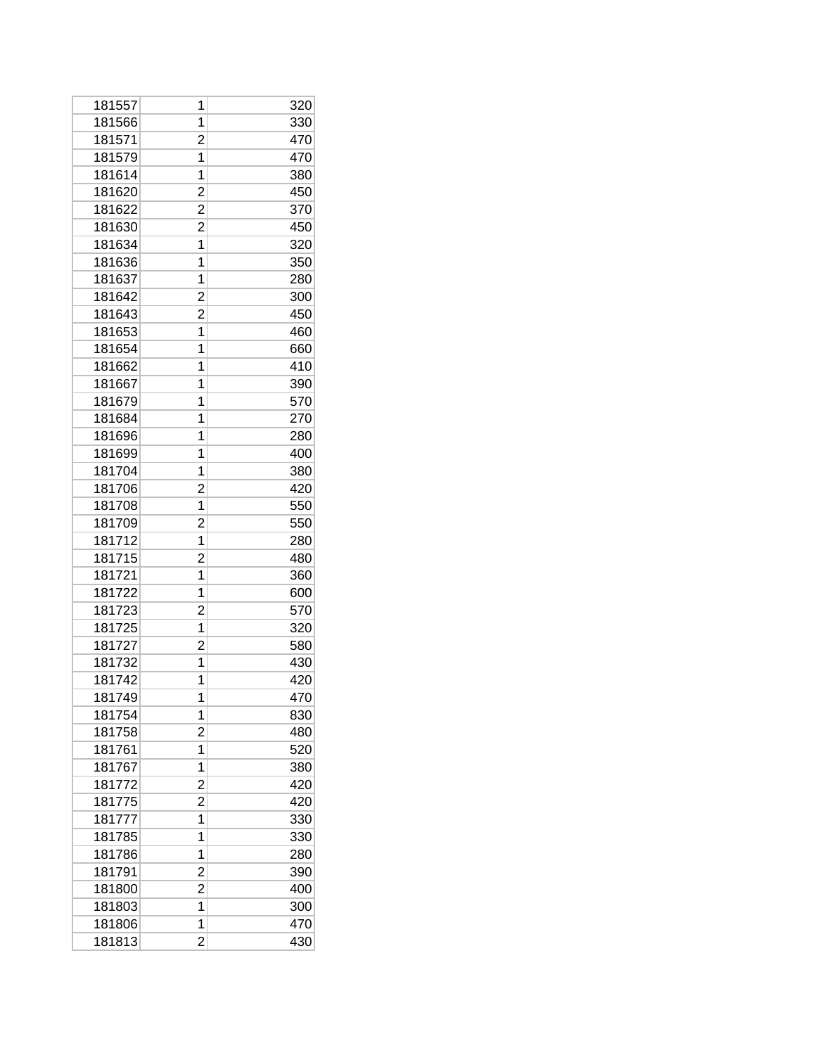|  |  |  |
|---|---|---|
| 181557 | 1 | 320 |
| 181566 | 1 | 330 |
| 181571 | 2 | 470 |
| 181579 | 1 | 470 |
| 181614 | 1 | 380 |
| 181620 | 2 | 450 |
| 181622 | 2 | 370 |
| 181630 | 2 | 450 |
| 181634 | 1 | 320 |
| 181636 | 1 | 350 |
| 181637 | 1 | 280 |
| 181642 | 2 | 300 |
| 181643 | 2 | 450 |
| 181653 | 1 | 460 |
| 181654 | 1 | 660 |
| 181662 | 1 | 410 |
| 181667 | 1 | 390 |
| 181679 | 1 | 570 |
| 181684 | 1 | 270 |
| 181696 | 1 | 280 |
| 181699 | 1 | 400 |
| 181704 | 1 | 380 |
| 181706 | 2 | 420 |
| 181708 | 1 | 550 |
| 181709 | 2 | 550 |
| 181712 | 1 | 280 |
| 181715 | 2 | 480 |
| 181721 | 1 | 360 |
| 181722 | 1 | 600 |
| 181723 | 2 | 570 |
| 181725 | 1 | 320 |
| 181727 | 2 | 580 |
| 181732 | 1 | 430 |
| 181742 | 1 | 420 |
| 181749 | 1 | 470 |
| 181754 | 1 | 830 |
| 181758 | 2 | 480 |
| 181761 | 1 | 520 |
| 181767 | 1 | 380 |
| 181772 | 2 | 420 |
| 181775 | 2 | 420 |
| 181777 | 1 | 330 |
| 181785 | 1 | 330 |
| 181786 | 1 | 280 |
| 181791 | 2 | 390 |
| 181800 | 2 | 400 |
| 181803 | 1 | 300 |
| 181806 | 1 | 470 |
| 181813 | 2 | 430 |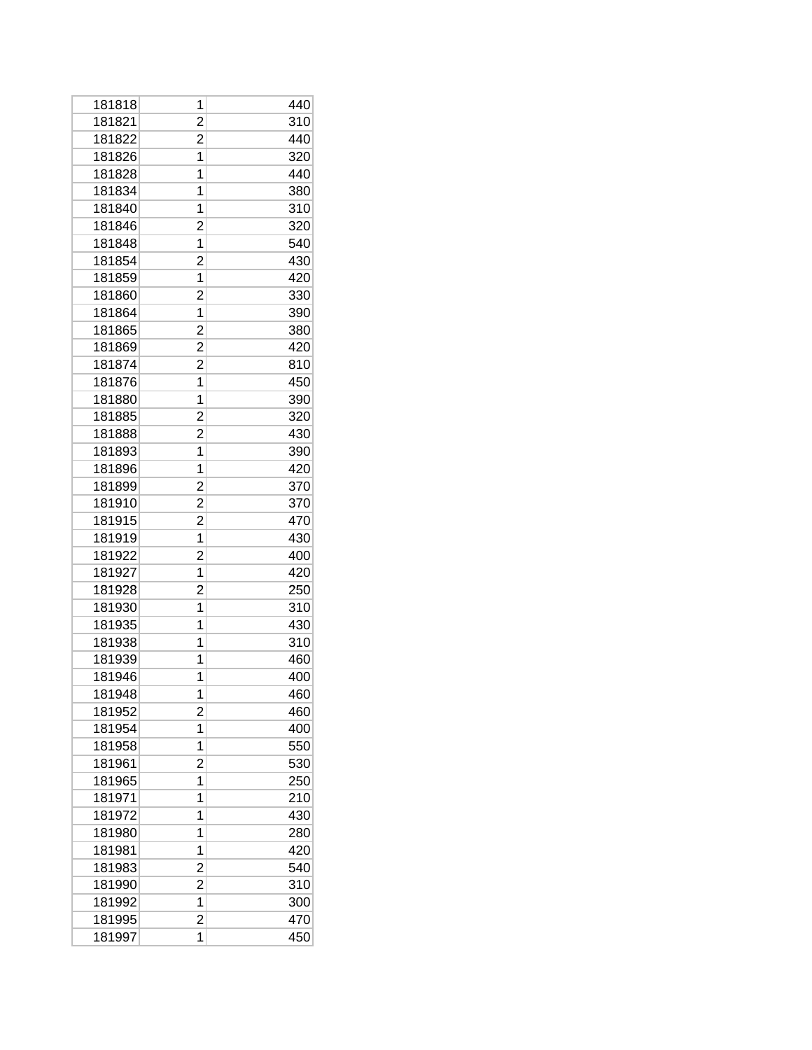| | | |
|---|---|---|
| 181818 | 1 | 440 |
| 181821 | 2 | 310 |
| 181822 | 2 | 440 |
| 181826 | 1 | 320 |
| 181828 | 1 | 440 |
| 181834 | 1 | 380 |
| 181840 | 1 | 310 |
| 181846 | 2 | 320 |
| 181848 | 1 | 540 |
| 181854 | 2 | 430 |
| 181859 | 1 | 420 |
| 181860 | 2 | 330 |
| 181864 | 1 | 390 |
| 181865 | 2 | 380 |
| 181869 | 2 | 420 |
| 181874 | 2 | 810 |
| 181876 | 1 | 450 |
| 181880 | 1 | 390 |
| 181885 | 2 | 320 |
| 181888 | 2 | 430 |
| 181893 | 1 | 390 |
| 181896 | 1 | 420 |
| 181899 | 2 | 370 |
| 181910 | 2 | 370 |
| 181915 | 2 | 470 |
| 181919 | 1 | 430 |
| 181922 | 2 | 400 |
| 181927 | 1 | 420 |
| 181928 | 2 | 250 |
| 181930 | 1 | 310 |
| 181935 | 1 | 430 |
| 181938 | 1 | 310 |
| 181939 | 1 | 460 |
| 181946 | 1 | 400 |
| 181948 | 1 | 460 |
| 181952 | 2 | 460 |
| 181954 | 1 | 400 |
| 181958 | 1 | 550 |
| 181961 | 2 | 530 |
| 181965 | 1 | 250 |
| 181971 | 1 | 210 |
| 181972 | 1 | 430 |
| 181980 | 1 | 280 |
| 181981 | 1 | 420 |
| 181983 | 2 | 540 |
| 181990 | 2 | 310 |
| 181992 | 1 | 300 |
| 181995 | 2 | 470 |
| 181997 | 1 | 450 |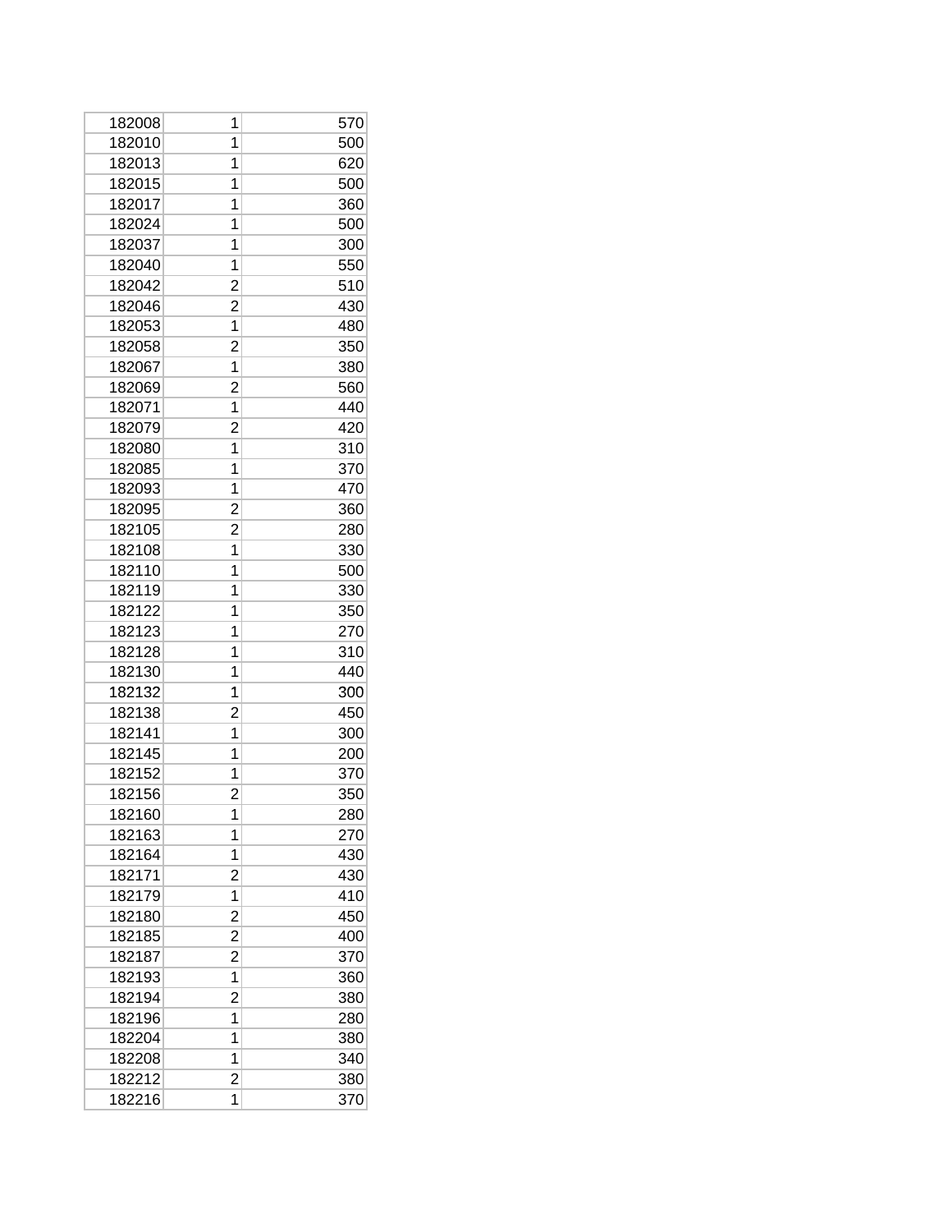| | | |
|---|---|---|
| 182008 | 1 | 570 |
| 182010 | 1 | 500 |
| 182013 | 1 | 620 |
| 182015 | 1 | 500 |
| 182017 | 1 | 360 |
| 182024 | 1 | 500 |
| 182037 | 1 | 300 |
| 182040 | 1 | 550 |
| 182042 | 2 | 510 |
| 182046 | 2 | 430 |
| 182053 | 1 | 480 |
| 182058 | 2 | 350 |
| 182067 | 1 | 380 |
| 182069 | 2 | 560 |
| 182071 | 1 | 440 |
| 182079 | 2 | 420 |
| 182080 | 1 | 310 |
| 182085 | 1 | 370 |
| 182093 | 1 | 470 |
| 182095 | 2 | 360 |
| 182105 | 2 | 280 |
| 182108 | 1 | 330 |
| 182110 | 1 | 500 |
| 182119 | 1 | 330 |
| 182122 | 1 | 350 |
| 182123 | 1 | 270 |
| 182128 | 1 | 310 |
| 182130 | 1 | 440 |
| 182132 | 1 | 300 |
| 182138 | 2 | 450 |
| 182141 | 1 | 300 |
| 182145 | 1 | 200 |
| 182152 | 1 | 370 |
| 182156 | 2 | 350 |
| 182160 | 1 | 280 |
| 182163 | 1 | 270 |
| 182164 | 1 | 430 |
| 182171 | 2 | 430 |
| 182179 | 1 | 410 |
| 182180 | 2 | 450 |
| 182185 | 2 | 400 |
| 182187 | 2 | 370 |
| 182193 | 1 | 360 |
| 182194 | 2 | 380 |
| 182196 | 1 | 280 |
| 182204 | 1 | 380 |
| 182208 | 1 | 340 |
| 182212 | 2 | 380 |
| 182216 | 1 | 370 |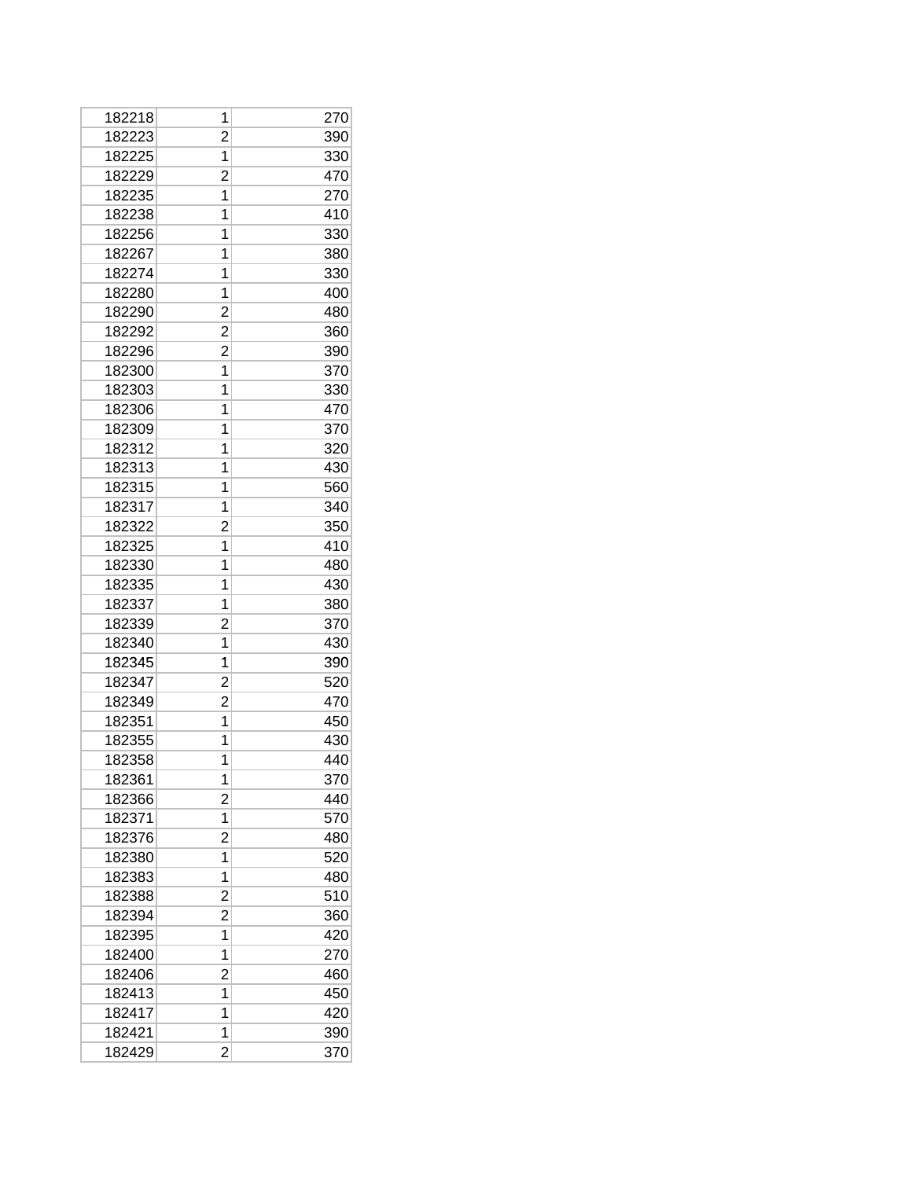| | | |
|---|---|---|
| 182218 | 1 | 270 |
| 182223 | 2 | 390 |
| 182225 | 1 | 330 |
| 182229 | 2 | 470 |
| 182235 | 1 | 270 |
| 182238 | 1 | 410 |
| 182256 | 1 | 330 |
| 182267 | 1 | 380 |
| 182274 | 1 | 330 |
| 182280 | 1 | 400 |
| 182290 | 2 | 480 |
| 182292 | 2 | 360 |
| 182296 | 2 | 390 |
| 182300 | 1 | 370 |
| 182303 | 1 | 330 |
| 182306 | 1 | 470 |
| 182309 | 1 | 370 |
| 182312 | 1 | 320 |
| 182313 | 1 | 430 |
| 182315 | 1 | 560 |
| 182317 | 1 | 340 |
| 182322 | 2 | 350 |
| 182325 | 1 | 410 |
| 182330 | 1 | 480 |
| 182335 | 1 | 430 |
| 182337 | 1 | 380 |
| 182339 | 2 | 370 |
| 182340 | 1 | 430 |
| 182345 | 1 | 390 |
| 182347 | 2 | 520 |
| 182349 | 2 | 470 |
| 182351 | 1 | 450 |
| 182355 | 1 | 430 |
| 182358 | 1 | 440 |
| 182361 | 1 | 370 |
| 182366 | 2 | 440 |
| 182371 | 1 | 570 |
| 182376 | 2 | 480 |
| 182380 | 1 | 520 |
| 182383 | 1 | 480 |
| 182388 | 2 | 510 |
| 182394 | 2 | 360 |
| 182395 | 1 | 420 |
| 182400 | 1 | 270 |
| 182406 | 2 | 460 |
| 182413 | 1 | 450 |
| 182417 | 1 | 420 |
| 182421 | 1 | 390 |
| 182429 | 2 | 370 |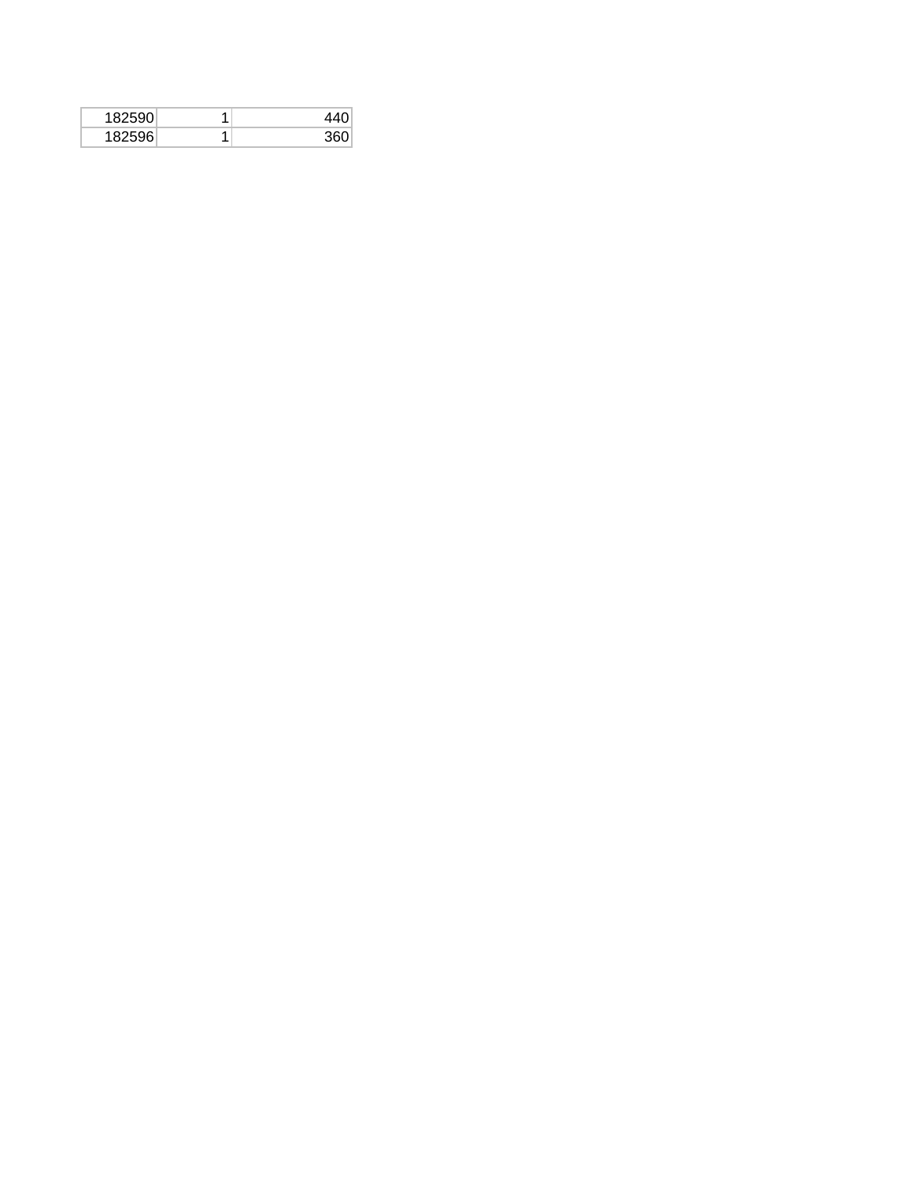| | | |
|---|---|---|
| 182590 | 1 | 440 |
| 182596 | 1 | 360 |